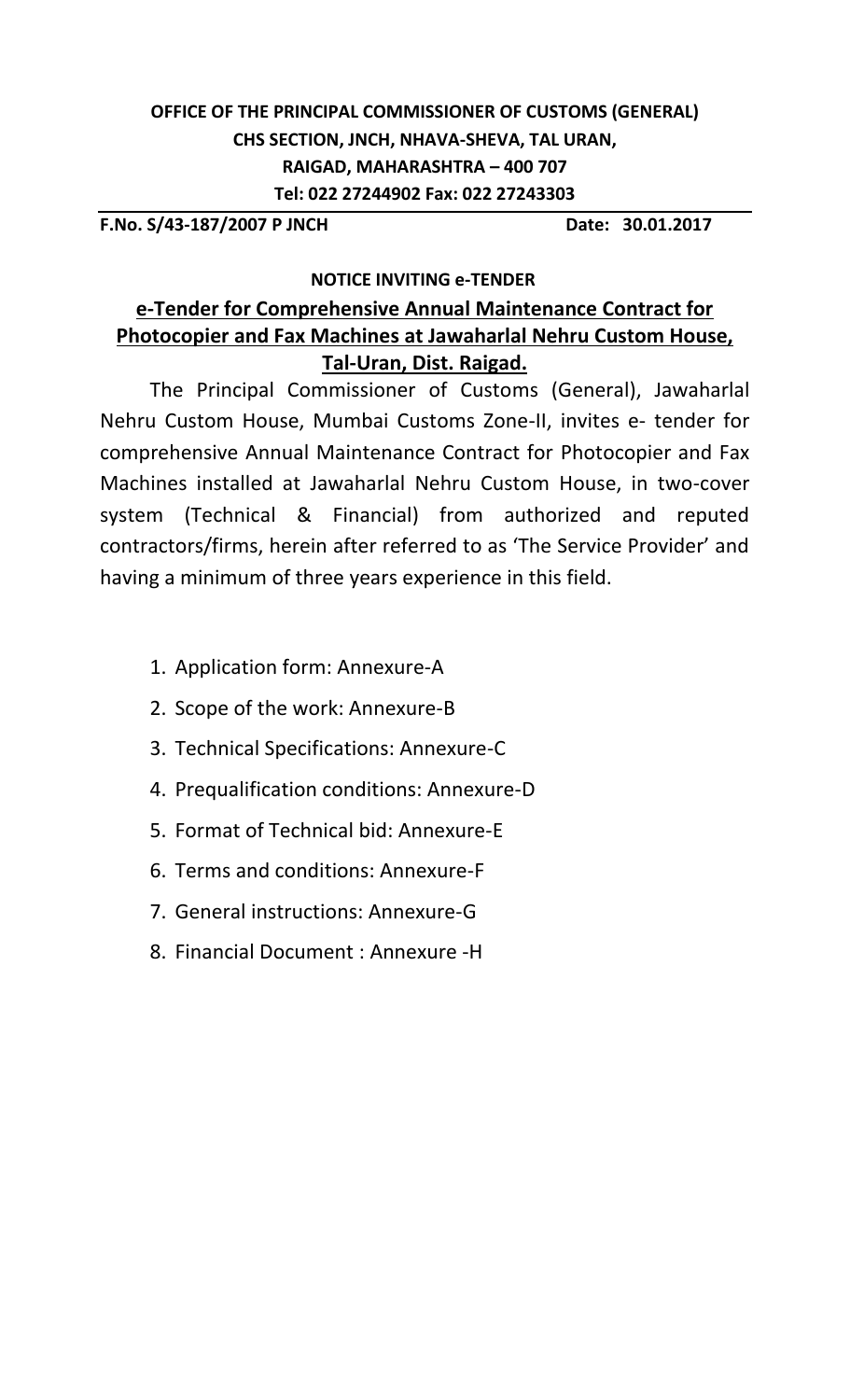**OFFICE OF THE PRINCIPAL COMMISSIONER OF CUSTOMS (GENERAL)**
**CHS SECTION, JNCH, NHAVA-SHEVA, TAL URAN,**
**RAIGAD, MAHARASHTRA – 400 707**
**Tel: 022 27244902 Fax: 022 27243303**

**F.No. S/43-187/2007 P JNCH** **Date: 30.01.2017**

**NOTICE INVITING e-TENDER**

## e-Tender for Comprehensive Annual Maintenance Contract for Photocopier and Fax Machines at Jawaharlal Nehru Custom House, Tal-Uran, Dist. Raigad.

The Principal Commissioner of Customs (General), Jawaharlal Nehru Custom House, Mumbai Customs Zone-II, invites e- tender for comprehensive Annual Maintenance Contract for Photocopier and Fax Machines installed at Jawaharlal Nehru Custom House, in two-cover system (Technical & Financial) from authorized and reputed contractors/firms, herein after referred to as 'The Service Provider' and having a minimum of three years experience in this field.

1. Application form: Annexure-A
2. Scope of the work: Annexure-B
3. Technical Specifications: Annexure-C
4. Prequalification conditions: Annexure-D
5. Format of Technical bid: Annexure-E
6. Terms and conditions: Annexure-F
7. General instructions: Annexure-G
8. Financial Document : Annexure -H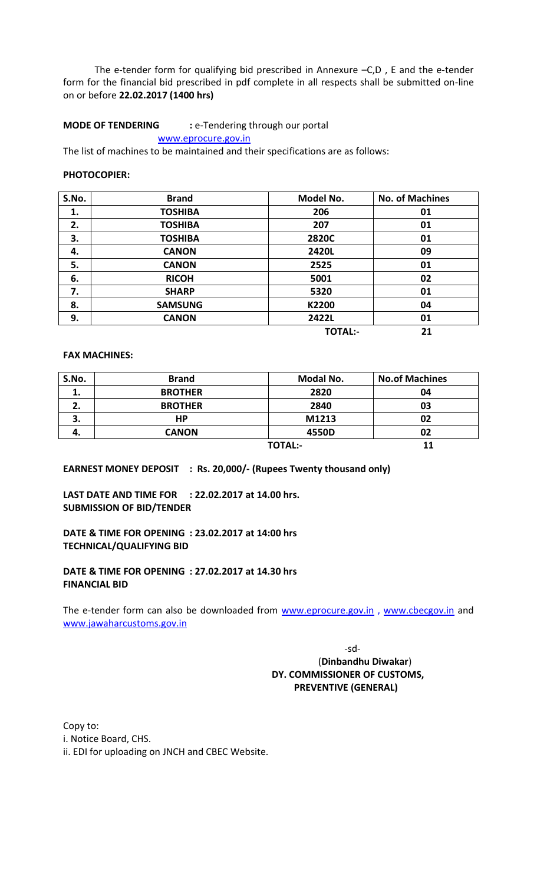The e-tender form for qualifying bid prescribed in Annexure –C,D , E and the e-tender form for the financial bid prescribed in pdf complete in all respects shall be submitted on-line on or before **22.02.2017 (1400 hrs)**

**MODE OF TENDERING** : e-Tendering through our portal www.eprocure.gov.in

The list of machines to be maintained and their specifications are as follows:

**PHOTOCOPIER:**

| S.No. | Brand | Model No. | No. of Machines |
|---|---|---|---|
| 1. | TOSHIBA | 206 | 01 |
| 2. | TOSHIBA | 207 | 01 |
| 3. | TOSHIBA | 2820C | 01 |
| 4. | CANON | 2420L | 09 |
| 5. | CANON | 2525 | 01 |
| 6. | RICOH | 5001 | 02 |
| 7. | SHARP | 5320 | 01 |
| 8. | SAMSUNG | K2200 | 04 |
| 9. | CANON | 2422L | 01 |
| | | TOTAL:- | 21 |

**FAX MACHINES:**

| S.No. | Brand | Modal No. | No.of Machines |
|---|---|---|---|
| 1. | BROTHER | 2820 | 04 |
| 2. | BROTHER | 2840 | 03 |
| 3. | HP | M1213 | 02 |
| 4. | CANON | 4550D | 02 |
| | | TOTAL:- | 11 |

**EARNEST MONEY DEPOSIT : Rs. 20,000/- (Rupees Twenty thousand only)**

**LAST DATE AND TIME FOR SUBMISSION OF BID/TENDER : 22.02.2017 at 14.00 hrs.**

**DATE & TIME FOR OPENING TECHNICAL/QUALIFYING BID : 23.02.2017 at 14:00 hrs**

**DATE & TIME FOR OPENING FINANCIAL BID : 27.02.2017 at 14.30 hrs**

The e-tender form can also be downloaded from www.eprocure.gov.in , www.cbecgov.in and www.jawaharcustoms.gov.in

-sd-

(**Dinbandhu Diwakar**)

**DY. COMMISSIONER OF CUSTOMS, PREVENTIVE (GENERAL)**

Copy to:

i. Notice Board, CHS.

ii. EDI for uploading on JNCH and CBEC Website.